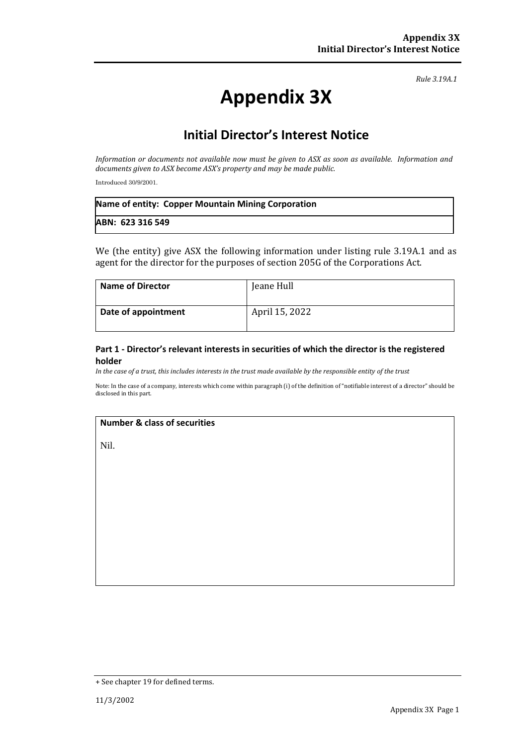*Rule 3.19A.1*

# Appendix 3X

## Initial Director's Interest Notice

*Information or documents not available now must be given to ASX as soon as available. Information and documents given to ASX become ASX's property and may be made public.*

Introduced 30/9/2001.

| **Name of entity: Copper Mountain Mining Corporation** |
|---|
| **ABN: 623 316 549** |

We (the entity) give ASX the following information under listing rule 3.19A.1 and as agent for the director for the purposes of section 205G of the Corporations Act.

| **Name of Director** | Jeane Hull |
|---|---|
| **Date of appointment** | April 15, 2022 |

### Part 1 - Director's relevant interests in securities of which the director is the registered holder

*In the case of a trust, this includes interests in the trust made available by the responsible entity of the trust*

Note: In the case of a company, interests which come within paragraph (i) of the definition of "notifiable interest of a director" should be disclosed in this part.

| **Number & class of securities** |
|---|
| Nil. |

+ See chapter 19 for defined terms.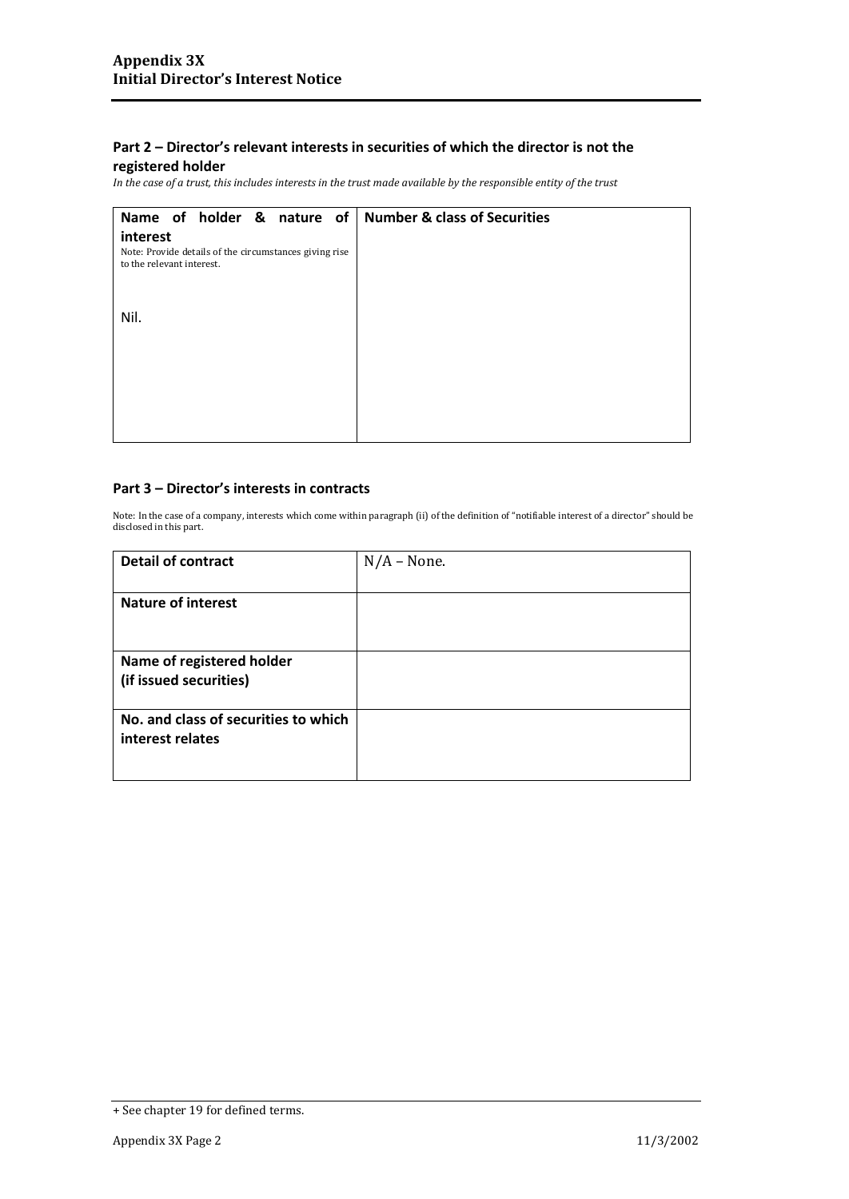## Part 2 – Director's relevant interests in securities of which the director is not the registered holder

*In the case of a trust, this includes interests in the trust made available by the responsible entity of the trust*

| Name of holder & nature of interest<br>Note: Provide details of the circumstances giving rise to the relevant interest. | Number & class of Securities |
|---|---|
| Nil. | |

## Part 3 – Director's interests in contracts

Note: In the case of a company, interests which come within paragraph (ii) of the definition of "notifiable interest of a director" should be disclosed in this part.

| | |
|---|---|
| **Detail of contract** | N/A – None. |
| **Nature of interest** | |
| **Name of registered holder (if issued securities)** | |
| **No. and class of securities to which interest relates** | |

+ See chapter 19 for defined terms.